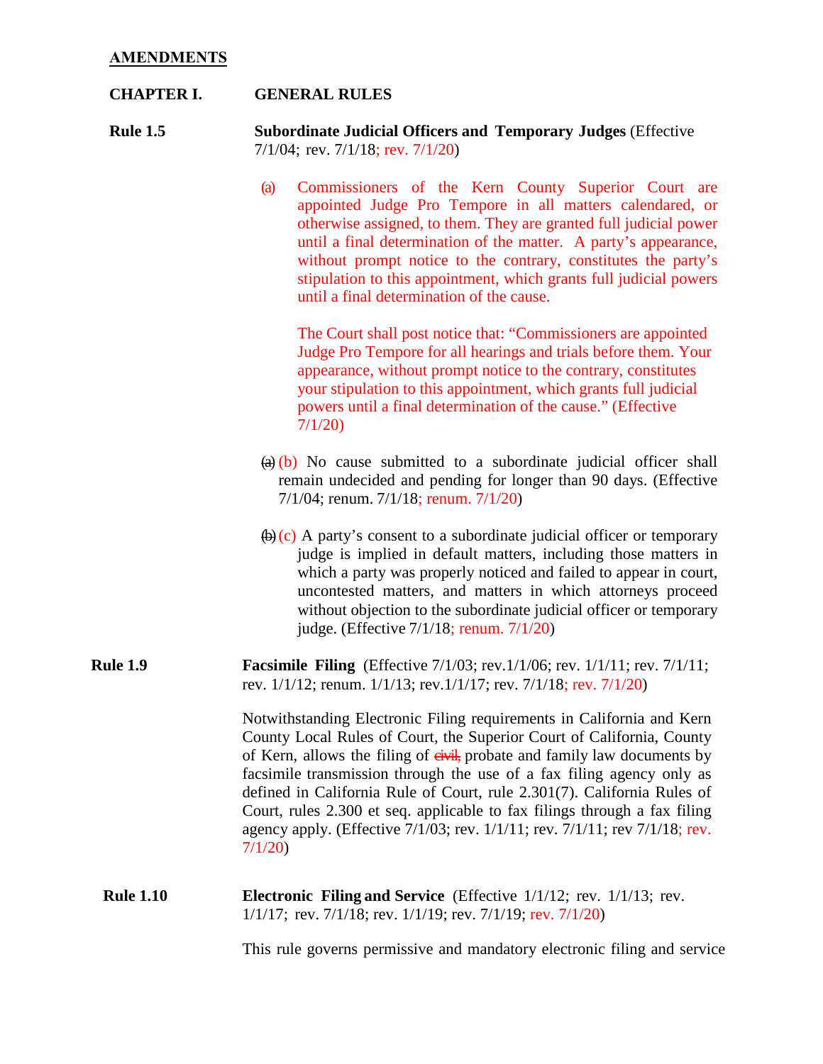**AMENDMENTS**

**CHAPTER I. GENERAL RULES**

**Rule 1.5** **Subordinate Judicial Officers and Temporary Judges** (Effective 7/1/04; rev. 7/1/18; rev. 7/1/20)

(a) Commissioners of the Kern County Superior Court are appointed Judge Pro Tempore in all matters calendared, or otherwise assigned, to them. They are granted full judicial power until a final determination of the matter. A party's appearance, without prompt notice to the contrary, constitutes the party's stipulation to this appointment, which grants full judicial powers until a final determination of the cause.

The Court shall post notice that: "Commissioners are appointed Judge Pro Tempore for all hearings and trials before them. Your appearance, without prompt notice to the contrary, constitutes your stipulation to this appointment, which grants full judicial powers until a final determination of the cause." (Effective 7/1/20)

~~(a)~~ (b) No cause submitted to a subordinate judicial officer shall remain undecided and pending for longer than 90 days. (Effective 7/1/04; renum. 7/1/18; renum. 7/1/20)

~~(b)~~ (c) A party's consent to a subordinate judicial officer or temporary judge is implied in default matters, including those matters in which a party was properly noticed and failed to appear in court, uncontested matters, and matters in which attorneys proceed without objection to the subordinate judicial officer or temporary judge. (Effective 7/1/18; renum. 7/1/20)

**Rule 1.9** **Facsimile Filing** (Effective 7/1/03; rev.1/1/06; rev. 1/1/11; rev. 7/1/11; rev. 1/1/12; renum. 1/1/13; rev.1/1/17; rev. 7/1/18; rev. 7/1/20)

Notwithstanding Electronic Filing requirements in California and Kern County Local Rules of Court, the Superior Court of California, County of Kern, allows the filing of ~~civil,~~ probate and family law documents by facsimile transmission through the use of a fax filing agency only as defined in California Rule of Court, rule 2.301(7). California Rules of Court, rules 2.300 et seq. applicable to fax filings through a fax filing agency apply. (Effective 7/1/03; rev. 1/1/11; rev. 7/1/11; rev 7/1/18; rev. 7/1/20)

**Rule 1.10** **Electronic Filing and Service** (Effective 1/1/12; rev. 1/1/13; rev. 1/1/17; rev. 7/1/18; rev. 1/1/19; rev. 7/1/19; rev. 7/1/20)

This rule governs permissive and mandatory electronic filing and service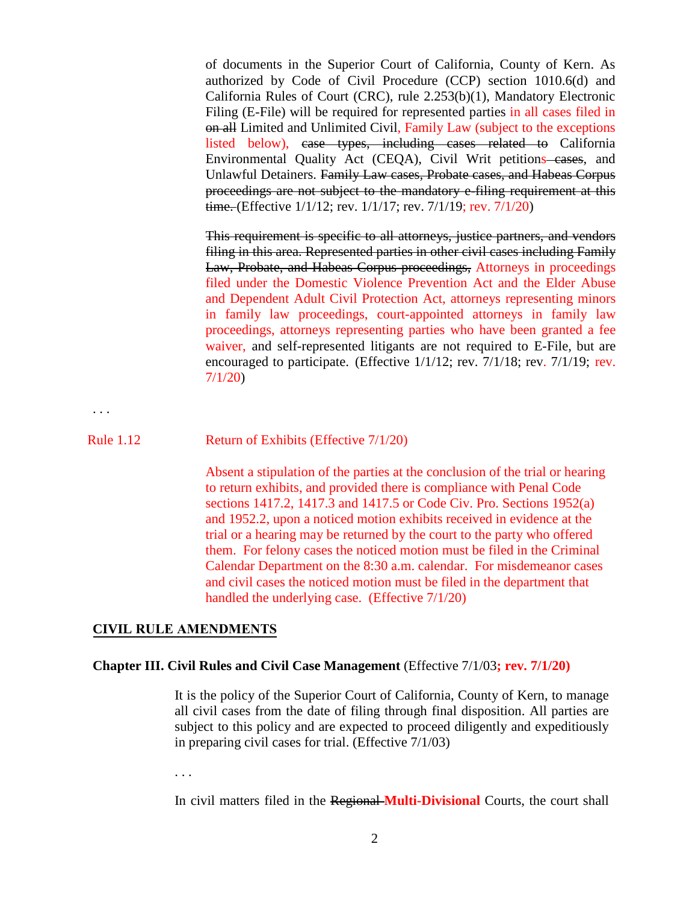of documents in the Superior Court of California, County of Kern. As authorized by Code of Civil Procedure (CCP) section 1010.6(d) and California Rules of Court (CRC), rule 2.253(b)(1), Mandatory Electronic Filing (E-File) will be required for represented parties in all cases filed in ~~on all~~ Limited and Unlimited Civil, Family Law (subject to the exceptions listed below), ~~case types, including cases related to~~ California Environmental Quality Act (CEQA), Civil Writ petitions~~ cases~~, and Unlawful Detainers. ~~Family Law cases, Probate cases, and Habeas Corpus proceedings are not subject to the mandatory e-filing requirement at this time.~~ (Effective 1/1/12; rev. 1/1/17; rev. 7/1/19; rev. 7/1/20)

~~This requirement is specific to all attorneys, justice partners, and vendors filing in this area. Represented parties in other civil cases including Family Law, Probate, and Habeas Corpus proceedings,~~ Attorneys in proceedings filed under the Domestic Violence Prevention Act and the Elder Abuse and Dependent Adult Civil Protection Act, attorneys representing minors in family law proceedings, court-appointed attorneys in family law proceedings, attorneys representing parties who have been granted a fee waiver, and self-represented litigants are not required to E-File, but are encouraged to participate. (Effective 1/1/12; rev. 7/1/18; rev. 7/1/19; rev. 7/1/20)

. . .

**Rule 1.12** Return of Exhibits (Effective 7/1/20)

Absent a stipulation of the parties at the conclusion of the trial or hearing to return exhibits, and provided there is compliance with Penal Code sections 1417.2, 1417.3 and 1417.5 or Code Civ. Pro. Sections 1952(a) and 1952.2, upon a noticed motion exhibits received in evidence at the trial or a hearing may be returned by the court to the party who offered them. For felony cases the noticed motion must be filed in the Criminal Calendar Department on the 8:30 a.m. calendar. For misdemeanor cases and civil cases the noticed motion must be filed in the department that handled the underlying case. (Effective 7/1/20)

## CIVIL RULE AMENDMENTS

**Chapter III. Civil Rules and Civil Case Management** (Effective 7/1/03**; rev. 7/1/20)**

It is the policy of the Superior Court of California, County of Kern, to manage all civil cases from the date of filing through final disposition. All parties are subject to this policy and are expected to proceed diligently and expeditiously in preparing civil cases for trial. (Effective 7/1/03)

. . .

In civil matters filed in the ~~Regional~~ **Multi-Divisional** Courts, the court shall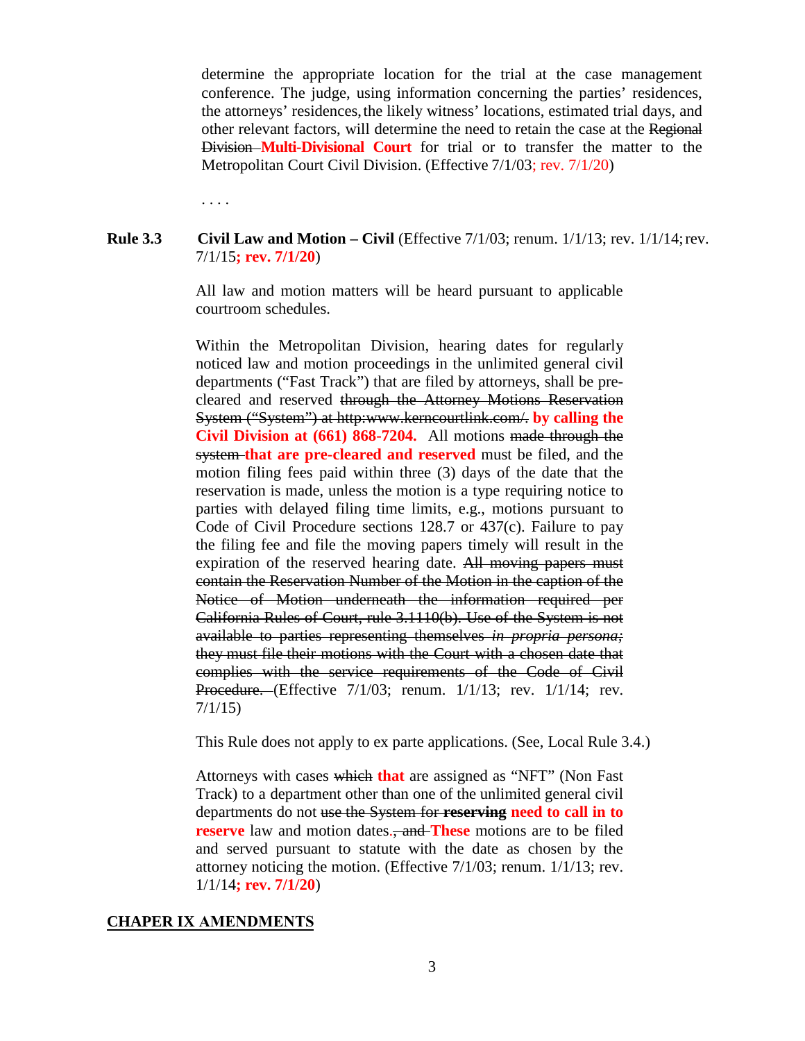determine the appropriate location for the trial at the case management conference. The judge, using information concerning the parties' residences, the attorneys' residences, the likely witness' locations, estimated trial days, and other relevant factors, will determine the need to retain the case at the ~~Regional Division~~ **Multi-Divisional Court** for trial or to transfer the matter to the Metropolitan Court Civil Division. (Effective 7/1/03; rev. 7/1/20)

. . . .

**Rule 3.3 Civil Law and Motion – Civil** (Effective 7/1/03; renum. 1/1/13; rev. 1/1/14; rev. 7/1/15**; rev. 7/1/20**)

All law and motion matters will be heard pursuant to applicable courtroom schedules.

Within the Metropolitan Division, hearing dates for regularly noticed law and motion proceedings in the unlimited general civil departments ("Fast Track") that are filed by attorneys, shall be pre-cleared and reserved ~~through the Attorney Motions Reservation System ("System") at http:www.kerncourtlink.com/.~~ **by calling the Civil Division at (661) 868-7204.** All motions ~~made through the system~~ **that are pre-cleared and reserved** must be filed, and the motion filing fees paid within three (3) days of the date that the reservation is made, unless the motion is a type requiring notice to parties with delayed filing time limits, e.g., motions pursuant to Code of Civil Procedure sections 128.7 or 437(c). Failure to pay the filing fee and file the moving papers timely will result in the expiration of the reserved hearing date. ~~All moving papers must contain the Reservation Number of the Motion in the caption of the Notice of Motion underneath the information required per California Rules of Court, rule 3.1110(b). Use of the System is not available to parties representing themselves *in propria persona;* they must file their motions with the Court with a chosen date that complies with the service requirements of the Code of Civil Procedure.~~ (Effective 7/1/03; renum. 1/1/13; rev. 1/1/14; rev. 7/1/15)

This Rule does not apply to ex parte applications. (See, Local Rule 3.4.)

Attorneys with cases ~~which~~ **that** are assigned as "NFT" (Non Fast Track) to a department other than one of the unlimited general civil departments do not ~~use the System for~~ ~~**reserving**~~ **need to call in to reserve** law and motion dates.~~, and~~ **These** motions are to be filed and served pursuant to statute with the date as chosen by the attorney noticing the motion. (Effective 7/1/03; renum. 1/1/13; rev. 1/1/14**; rev. 7/1/20**)

## CHAPER IX AMENDMENTS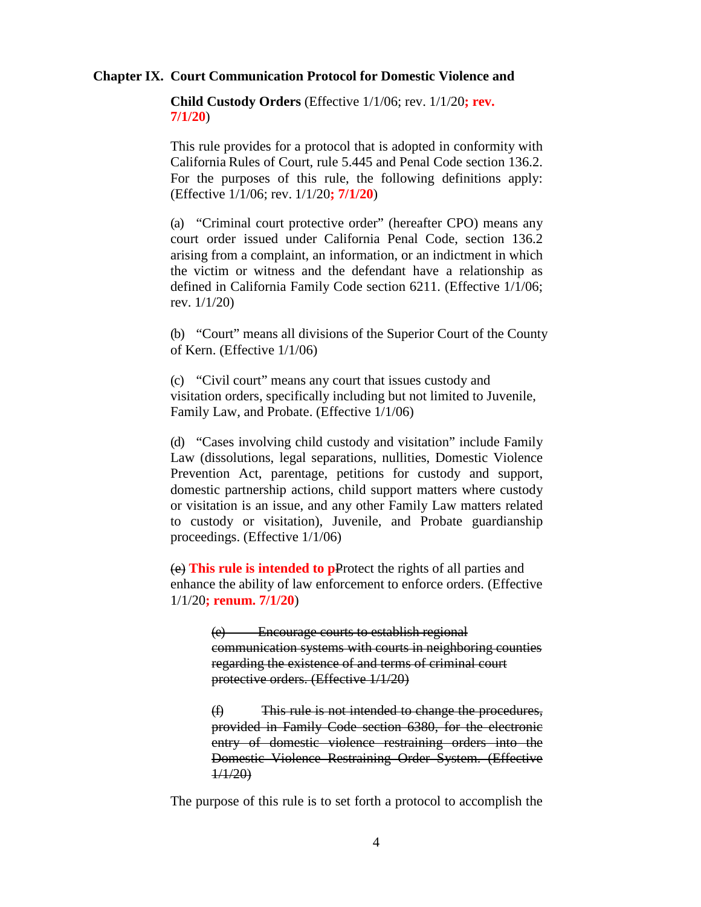**Chapter IX. Court Communication Protocol for Domestic Violence and Child Custody Orders** (Effective 1/1/06; rev. 1/1/20**; rev. 7/1/20**)

This rule provides for a protocol that is adopted in conformity with California Rules of Court, rule 5.445 and Penal Code section 136.2. For the purposes of this rule, the following definitions apply: (Effective 1/1/06; rev. 1/1/20**; 7/1/20**)

(a) "Criminal court protective order" (hereafter CPO) means any court order issued under California Penal Code, section 136.2 arising from a complaint, an information, or an indictment in which the victim or witness and the defendant have a relationship as defined in California Family Code section 6211. (Effective 1/1/06; rev. 1/1/20)

(b) "Court" means all divisions of the Superior Court of the County of Kern. (Effective 1/1/06)

(c) "Civil court" means any court that issues custody and visitation orders, specifically including but not limited to Juvenile, Family Law, and Probate. (Effective 1/1/06)

(d) "Cases involving child custody and visitation" include Family Law (dissolutions, legal separations, nullities, Domestic Violence Prevention Act, parentage, petitions for custody and support, domestic partnership actions, child support matters where custody or visitation is an issue, and any other Family Law matters related to custody or visitation), Juvenile, and Probate guardianship proceedings. (Effective 1/1/06)

~~(e)~~ **This rule is intended to p**~~P~~rotect the rights of all parties and enhance the ability of law enforcement to enforce orders. (Effective 1/1/20**; renum. 7/1/20**)

> ~~(e) Encourage courts to establish regional communication systems with courts in neighboring counties regarding the existence of and terms of criminal court protective orders. (Effective 1/1/20)~~
>
> ~~(f) This rule is not intended to change the procedures, provided in Family Code section 6380, for the electronic entry of domestic violence restraining orders into the Domestic Violence Restraining Order System. (Effective 1/1/20)~~

The purpose of this rule is to set forth a protocol to accomplish the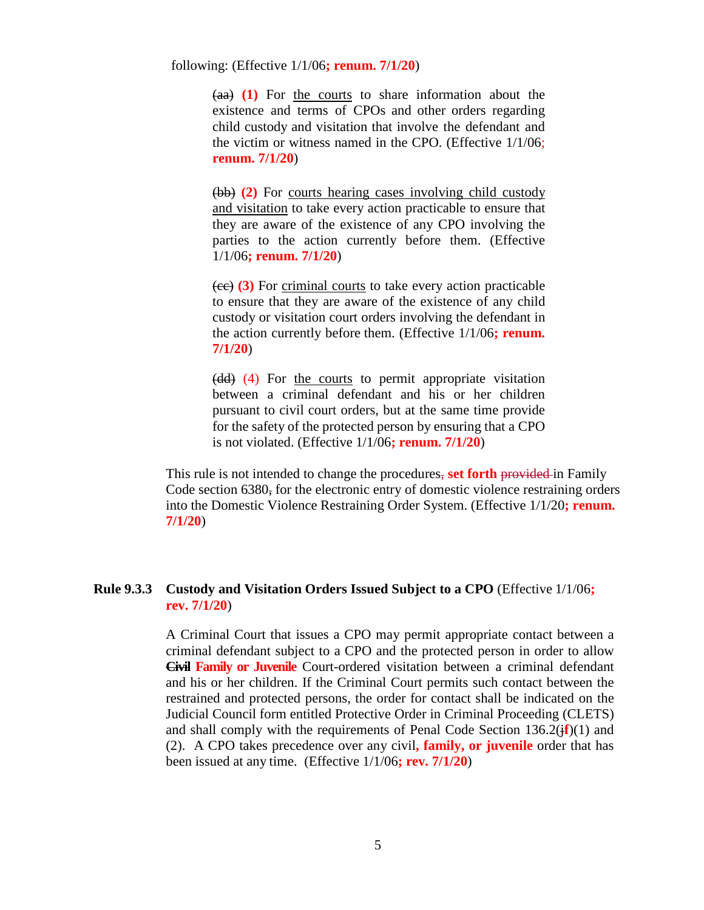following: (Effective 1/1/06**; renum. 7/1/20**)

> ~~(aa)~~ **(1)** For the courts to share information about the existence and terms of CPOs and other orders regarding child custody and visitation that involve the defendant and the victim or witness named in the CPO. (Effective 1/1/06; **renum. 7/1/20**)
>
> ~~(bb)~~ **(2)** For courts hearing cases involving child custody and visitation to take every action practicable to ensure that they are aware of the existence of any CPO involving the parties to the action currently before them. (Effective 1/1/06**; renum. 7/1/20**)
>
> ~~(cc)~~ **(3)** For criminal courts to take every action practicable to ensure that they are aware of the existence of any child custody or visitation court orders involving the defendant in the action currently before them. (Effective 1/1/06**; renum. 7/1/20**)
>
> ~~(dd)~~ (4) For the courts to permit appropriate visitation between a criminal defendant and his or her children pursuant to civil court orders, but at the same time provide for the safety of the protected person by ensuring that a CPO is not violated. (Effective 1/1/06**; renum. 7/1/20**)

This rule is not intended to change the procedures~~,~~ **set forth** ~~provided~~ in Family Code section 6380~~,~~ for the electronic entry of domestic violence restraining orders into the Domestic Violence Restraining Order System. (Effective 1/1/20**; renum. 7/1/20**)

### Rule 9.3.3 Custody and Visitation Orders Issued Subject to a CPO (Effective 1/1/06**; rev. 7/1/20**)

A Criminal Court that issues a CPO may permit appropriate contact between a criminal defendant subject to a CPO and the protected person in order to allow ~~Civil~~ **Family or Juvenile** Court-ordered visitation between a criminal defendant and his or her children. If the Criminal Court permits such contact between the restrained and protected persons, the order for contact shall be indicated on the Judicial Council form entitled Protective Order in Criminal Proceeding (CLETS) and shall comply with the requirements of Penal Code Section 136.2(~~j~~**f**)(1) and (2). A CPO takes precedence over any civil**, family, or juvenile** order that has been issued at any time. (Effective 1/1/06**; rev. 7/1/20**)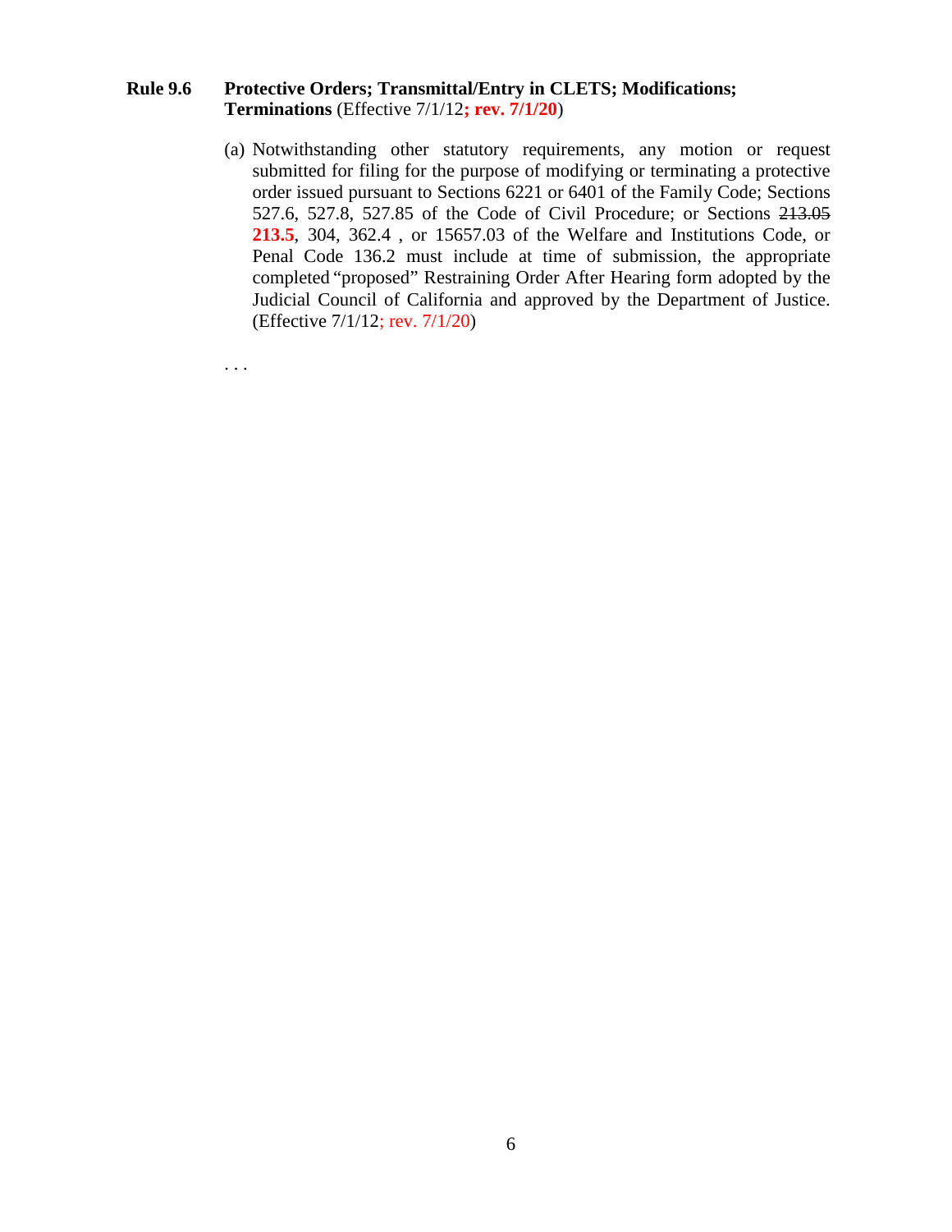**Rule 9.6 Protective Orders; Transmittal/Entry in CLETS; Modifications; Terminations** (Effective 7/1/12**; rev. 7/1/20**)

(a) Notwithstanding other statutory requirements, any motion or request submitted for filing for the purpose of modifying or terminating a protective order issued pursuant to Sections 6221 or 6401 of the Family Code; Sections 527.6, 527.8, 527.85 of the Code of Civil Procedure; or Sections ~~213.05~~ **213.5**, 304, 362.4 , or 15657.03 of the Welfare and Institutions Code, or Penal Code 136.2 must include at time of submission, the appropriate completed "proposed" Restraining Order After Hearing form adopted by the Judicial Council of California and approved by the Department of Justice. (Effective 7/1/12; rev. 7/1/20)

. . .